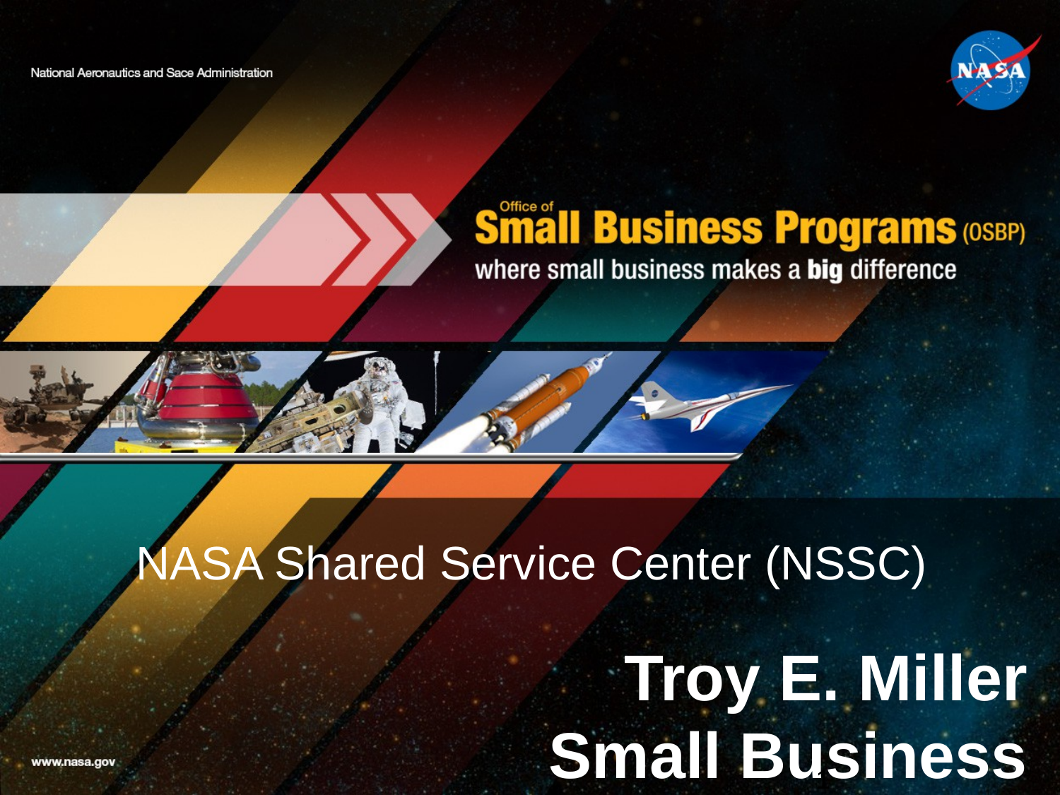National Aeronautics and Sace Administration

Office of
# Small Business Programs (OSBP)
where small business makes a **big** difference

## NASA Shared Service Center (NSSC)

# Troy E. Miller
# Small Business

www.nasa.gov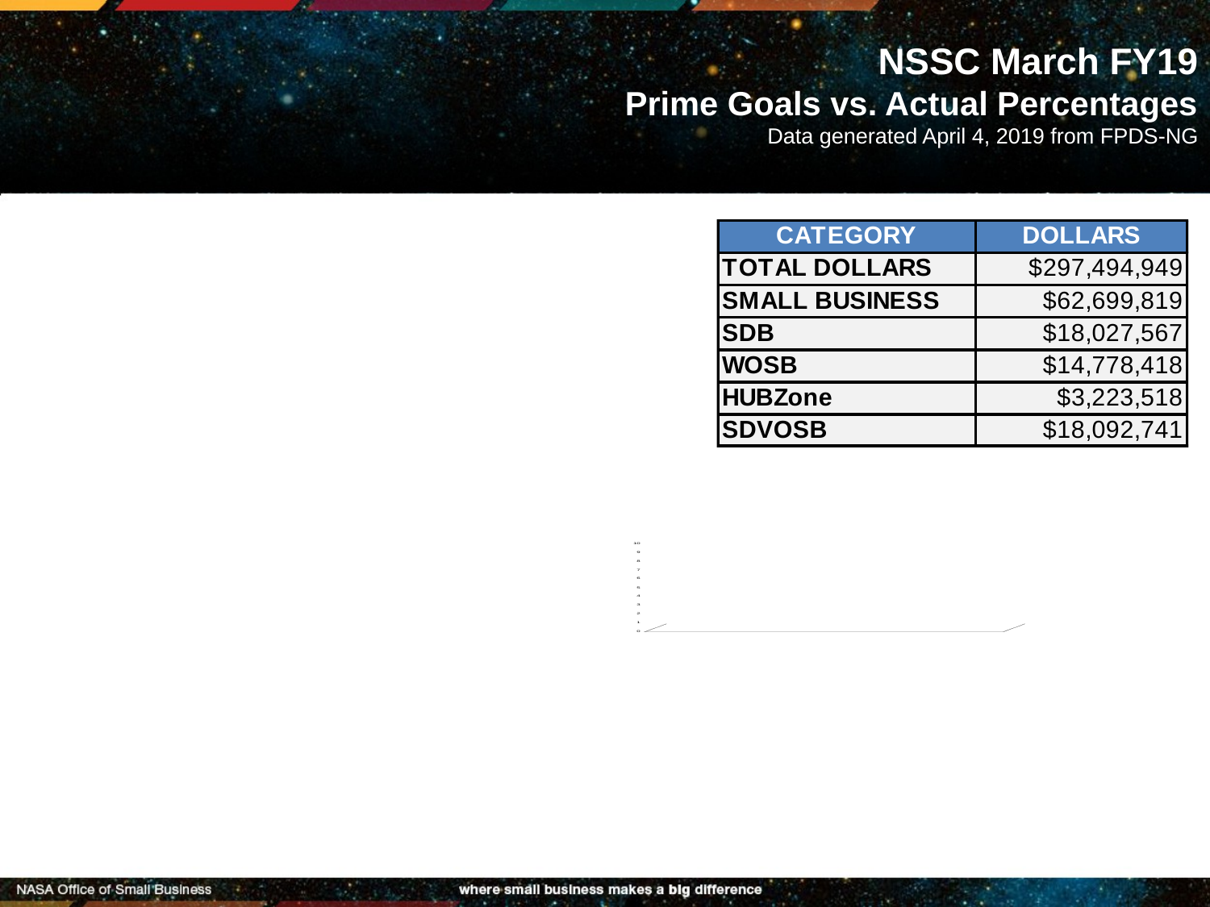# NSSC March FY19

## Prime Goals vs. Actual Percentages

Data generated April 4, 2019 from FPDS-NG

| CATEGORY | DOLLARS |
| --- | --- |
| TOTAL DOLLARS | $297,494,949 |
| SMALL BUSINESS | $62,699,819 |
| SDB | $18,027,567 |
| WOSB | $14,778,418 |
| HUBZone | $3,223,518 |
| SDVOSB | $18,092,741 |

10
9
8
7
6
5
4
3
2
1
0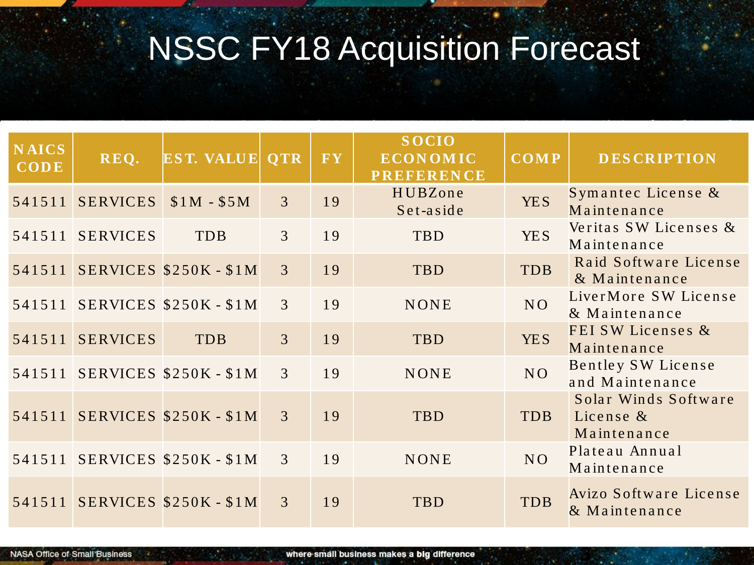# NSSC FY18 Acquisition Forecast

| NAICS CODE | REQ. | EST. VALUE | QTR | FY | SOCIO ECONOMIC PREFERENCE | COMP | DESCRIPTION |
|---|---|---|---|---|---|---|---|
| 541511 | SERVICES | $1M - $5M | 3 | 19 | HUBZone Set-aside | YES | Symantec License & Maintenance |
| 541511 | SERVICES | TDB | 3 | 19 | TBD | YES | Veritas SW Licenses & Maintenance |
| 541511 | SERVICES | $250K - $1M | 3 | 19 | TBD | TDB | Raid Software License & Maintenance |
| 541511 | SERVICES | $250K - $1M | 3 | 19 | NONE | NO | LiverMore SW License & Maintenance |
| 541511 | SERVICES | TDB | 3 | 19 | TBD | YES | FEI SW Licenses & Maintenance |
| 541511 | SERVICES | $250K - $1M | 3 | 19 | NONE | NO | Bentley SW License and Maintenance |
| 541511 | SERVICES | $250K - $1M | 3 | 19 | TBD | TDB | Solar Winds Software License & Maintenance |
| 541511 | SERVICES | $250K - $1M | 3 | 19 | NONE | NO | Plateau Annual Maintenance |
| 541511 | SERVICES | $250K - $1M | 3 | 19 | TBD | TDB | Avizo Software License & Maintenance |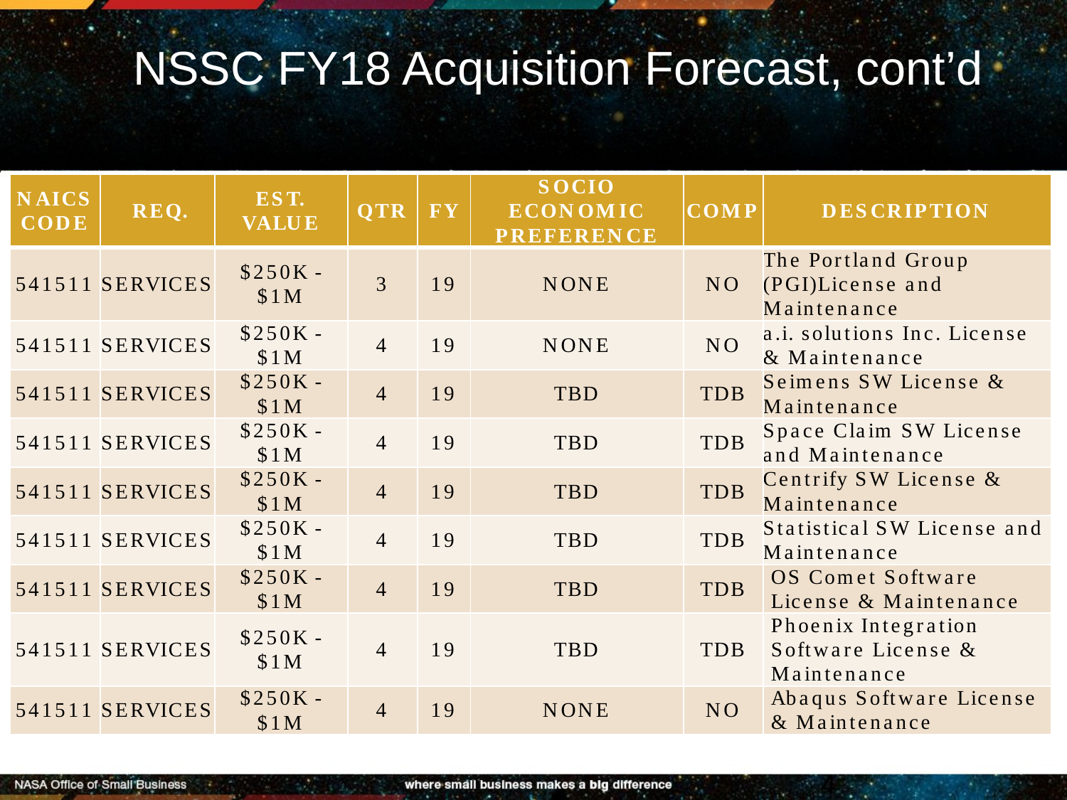# NSSC FY18 Acquisition Forecast, cont'd

| NAICS CODE | REQ. | EST. VALUE | QTR | FY | SOCIO ECONOMIC PREFERENCE | COMP | DESCRIPTION |
|---|---|---|---|---|---|---|---|
| 541511 | SERVICES | $250K - $1M | 3 | 19 | NONE | NO | The Portland Group (PGI)License and Maintenance |
| 541511 | SERVICES | $250K - $1M | 4 | 19 | NONE | NO | a.i. solutions Inc. License & Maintenance |
| 541511 | SERVICES | $250K - $1M | 4 | 19 | TBD | TDB | Seimens SW License & Maintenance |
| 541511 | SERVICES | $250K - $1M | 4 | 19 | TBD | TDB | Space Claim SW License and Maintenance |
| 541511 | SERVICES | $250K - $1M | 4 | 19 | TBD | TDB | Centrify SW License & Maintenance |
| 541511 | SERVICES | $250K - $1M | 4 | 19 | TBD | TDB | Statistical SW License and Maintenance |
| 541511 | SERVICES | $250K - $1M | 4 | 19 | TBD | TDB | OS Comet Software License & Maintenance |
| 541511 | SERVICES | $250K - $1M | 4 | 19 | TBD | TDB | Phoenix Integration Software License & Maintenance |
| 541511 | SERVICES | $250K - $1M | 4 | 19 | NONE | NO | Abaqus Software License & Maintenance |

NASA Office of Small Business

where small business makes a big difference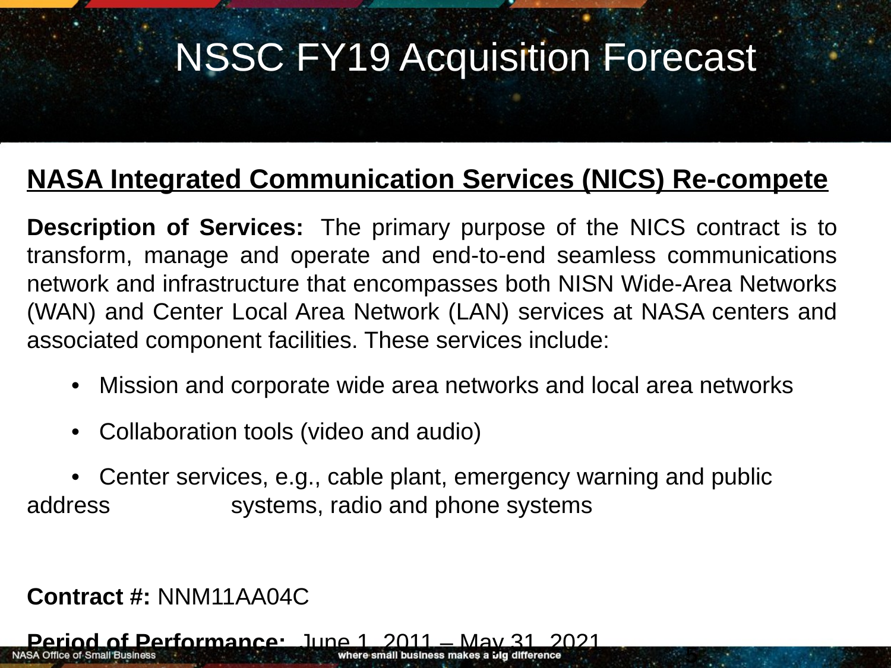# NSSC FY19 Acquisition Forecast

## NASA Integrated Communication Services (NICS) Re-compete

**Description of Services:** The primary purpose of the NICS contract is to transform, manage and operate and end-to-end seamless communications network and infrastructure that encompasses both NISN Wide-Area Networks (WAN) and Center Local Area Network (LAN) services at NASA centers and associated component facilities. These services include:

- Mission and corporate wide area networks and local area networks
- Collaboration tools (video and audio)
- Center services, e.g., cable plant, emergency warning and public address systems, radio and phone systems

**Contract #:** NNM11AA04C

**Period of Performance:** June 1, 2011 – May 31, 2021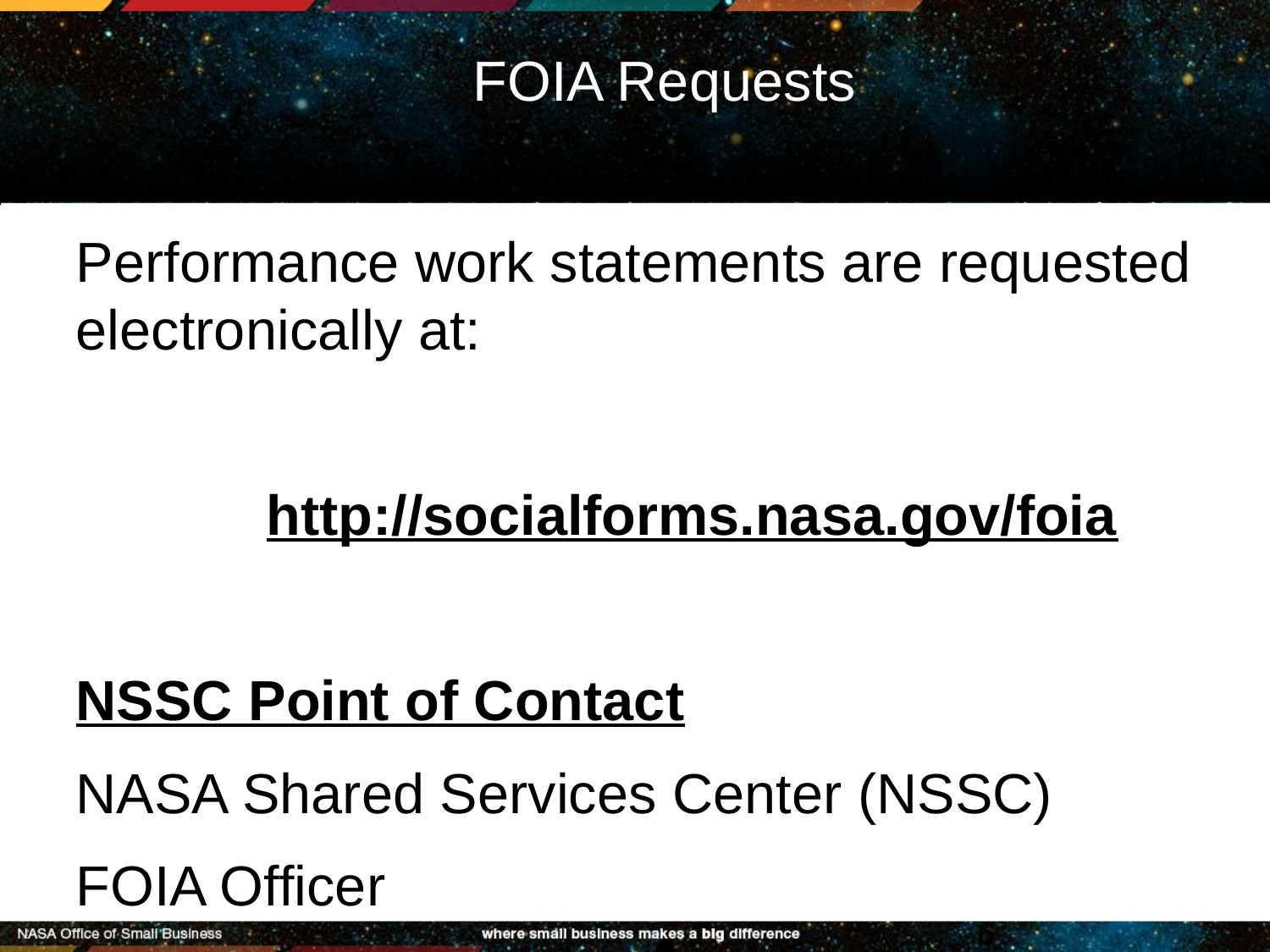# FOIA Requests

Performance work statements are requested electronically at:

**http://socialforms.nasa.gov/foia**

**NSSC Point of Contact**

NASA Shared Services Center (NSSC)

FOIA Officer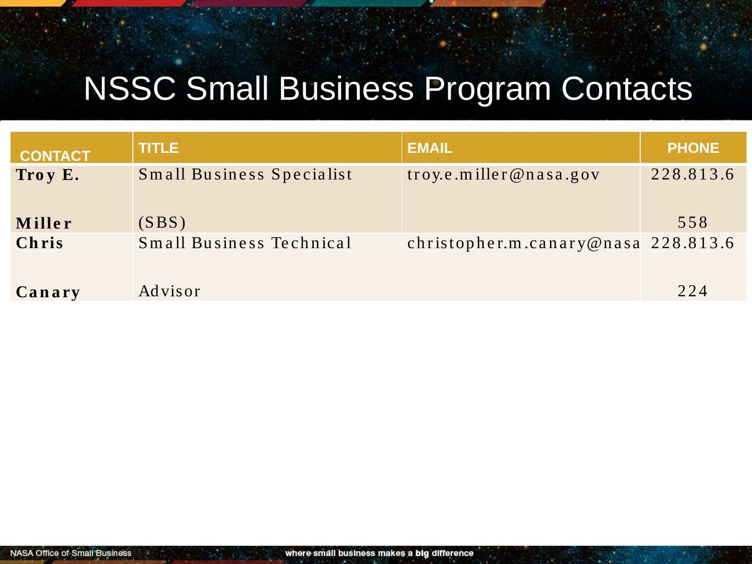# NSSC Small Business Program Contacts

| CONTACT | TITLE | EMAIL | PHONE |
|---|---|---|---|
| **Troy E. Miller** | Small Business Specialist (SBS) | troy.e.miller@nasa.gov | 228.813.6558 |
| **Chris Canary** | Small Business Technical Advisor | christopher.m.canary@nasa | 228.813.6224 |